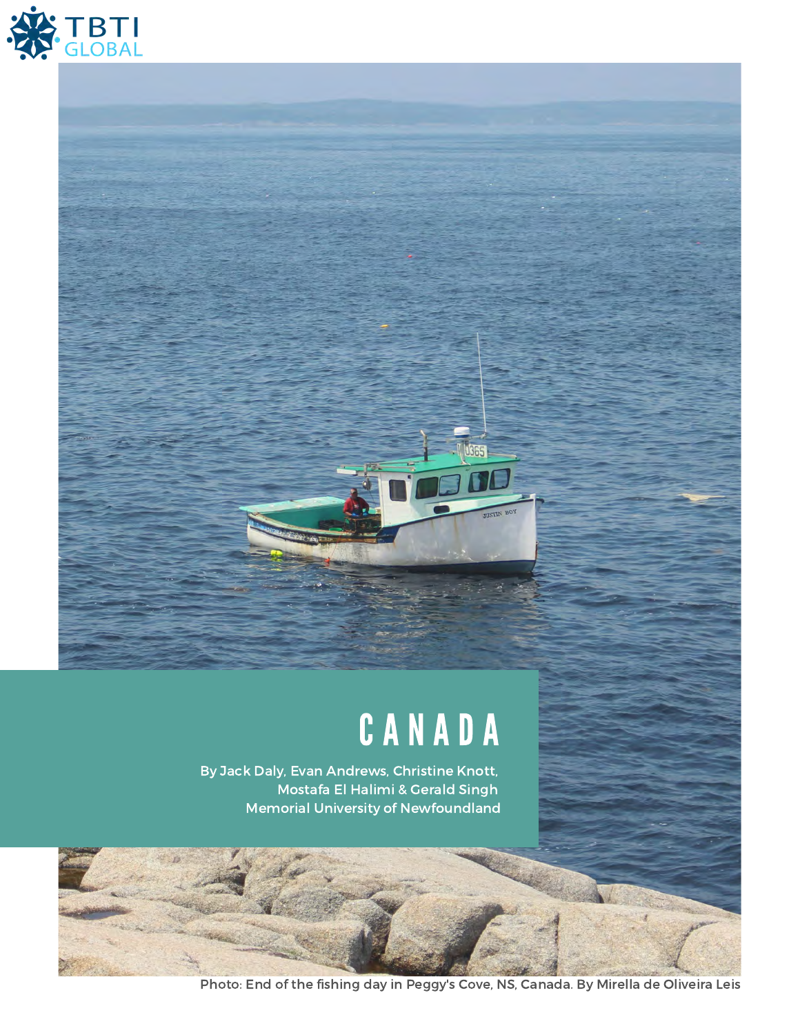TBTI GLOBAL

# CANADA

By Jack Daly, Evan Andrews, Christine Knott, Mostafa El Halimi & Gerald Singh
Memorial University of Newfoundland

Photo: End of the fishing day in Peggy's Cove, NS, Canada. By Mirella de Oliveira Leis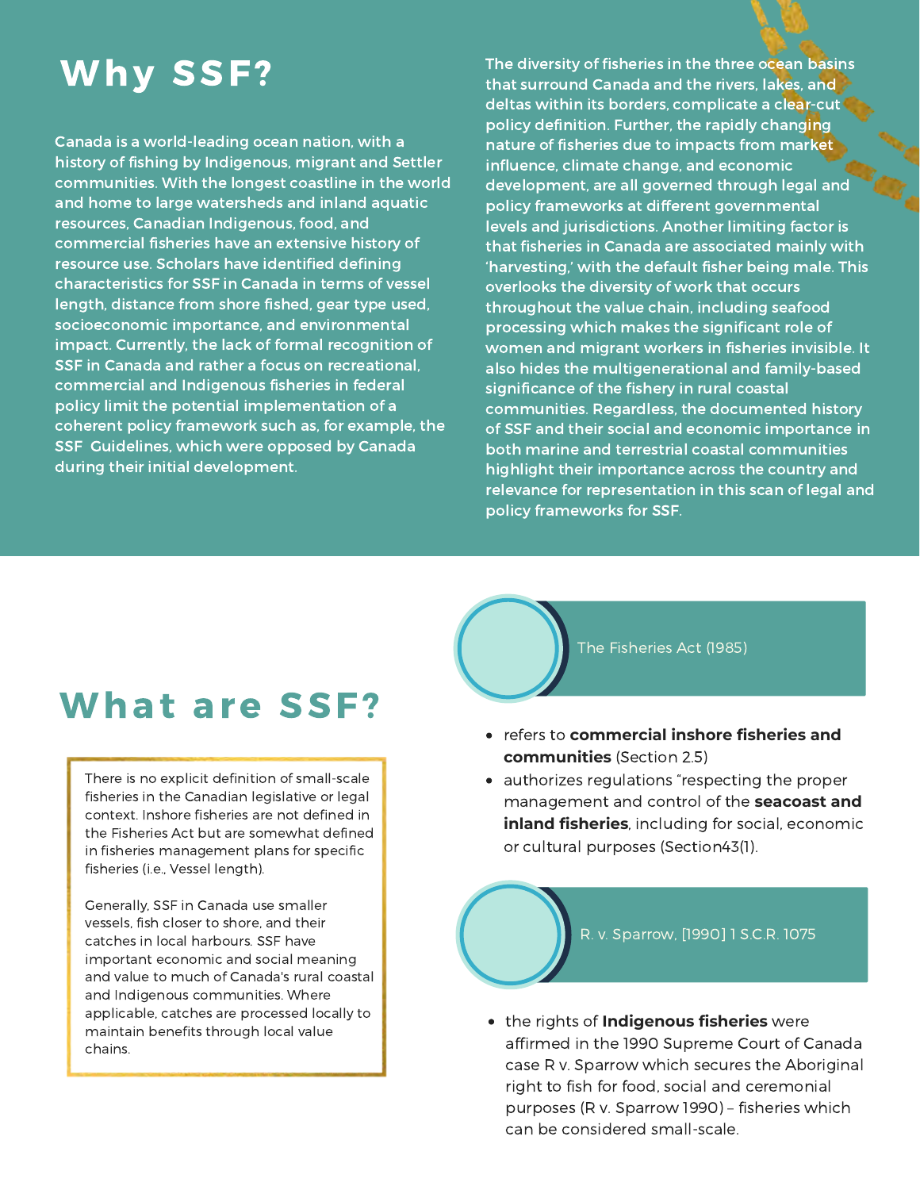# Why SSF?

Canada is a world-leading ocean nation, with a history of fishing by Indigenous, migrant and Settler communities. With the longest coastline in the world and home to large watersheds and inland aquatic resources, Canadian Indigenous, food, and commercial fisheries have an extensive history of resource use. Scholars have identified defining characteristics for SSF in Canada in terms of vessel length, distance from shore fished, gear type used, socioeconomic importance, and environmental impact. Currently, the lack of formal recognition of SSF in Canada and rather a focus on recreational, commercial and Indigenous fisheries in federal policy limit the potential implementation of a coherent policy framework such as, for example, the SSF Guidelines, which were opposed by Canada during their initial development.

The diversity of fisheries in the three ocean basins that surround Canada and the rivers, lakes, and deltas within its borders, complicate a clear-cut policy definition. Further, the rapidly changing nature of fisheries due to impacts from market influence, climate change, and economic development, are all governed through legal and policy frameworks at different governmental levels and jurisdictions. Another limiting factor is that fisheries in Canada are associated mainly with 'harvesting,' with the default fisher being male. This overlooks the diversity of work that occurs throughout the value chain, including seafood processing which makes the significant role of women and migrant workers in fisheries invisible. It also hides the multigenerational and family-based significance of the fishery in rural coastal communities. Regardless, the documented history of SSF and their social and economic importance in both marine and terrestrial coastal communities highlight their importance across the country and relevance for representation in this scan of legal and policy frameworks for SSF.

# What are SSF?

There is no explicit definition of small-scale fisheries in the Canadian legislative or legal context. Inshore fisheries are not defined in the Fisheries Act but are somewhat defined in fisheries management plans for specific fisheries (i.e., Vessel length).

Generally, SSF in Canada use smaller vessels, fish closer to shore, and their catches in local harbours. SSF have important economic and social meaning and value to much of Canada's rural coastal and Indigenous communities. Where applicable, catches are processed locally to maintain benefits through local value chains.

### The Fisheries Act (1985)

- refers to **commercial inshore fisheries and communities** (Section 2.5)
- authorizes regulations "respecting the proper management and control of the **seacoast and inland fisheries**, including for social, economic or cultural purposes (Section43(1).

### R. v. Sparrow, [1990] 1 S.C.R. 1075

- the rights of **Indigenous fisheries** were affirmed in the 1990 Supreme Court of Canada case R v. Sparrow which secures the Aboriginal right to fish for food, social and ceremonial purposes (R v. Sparrow 1990) – fisheries which can be considered small-scale.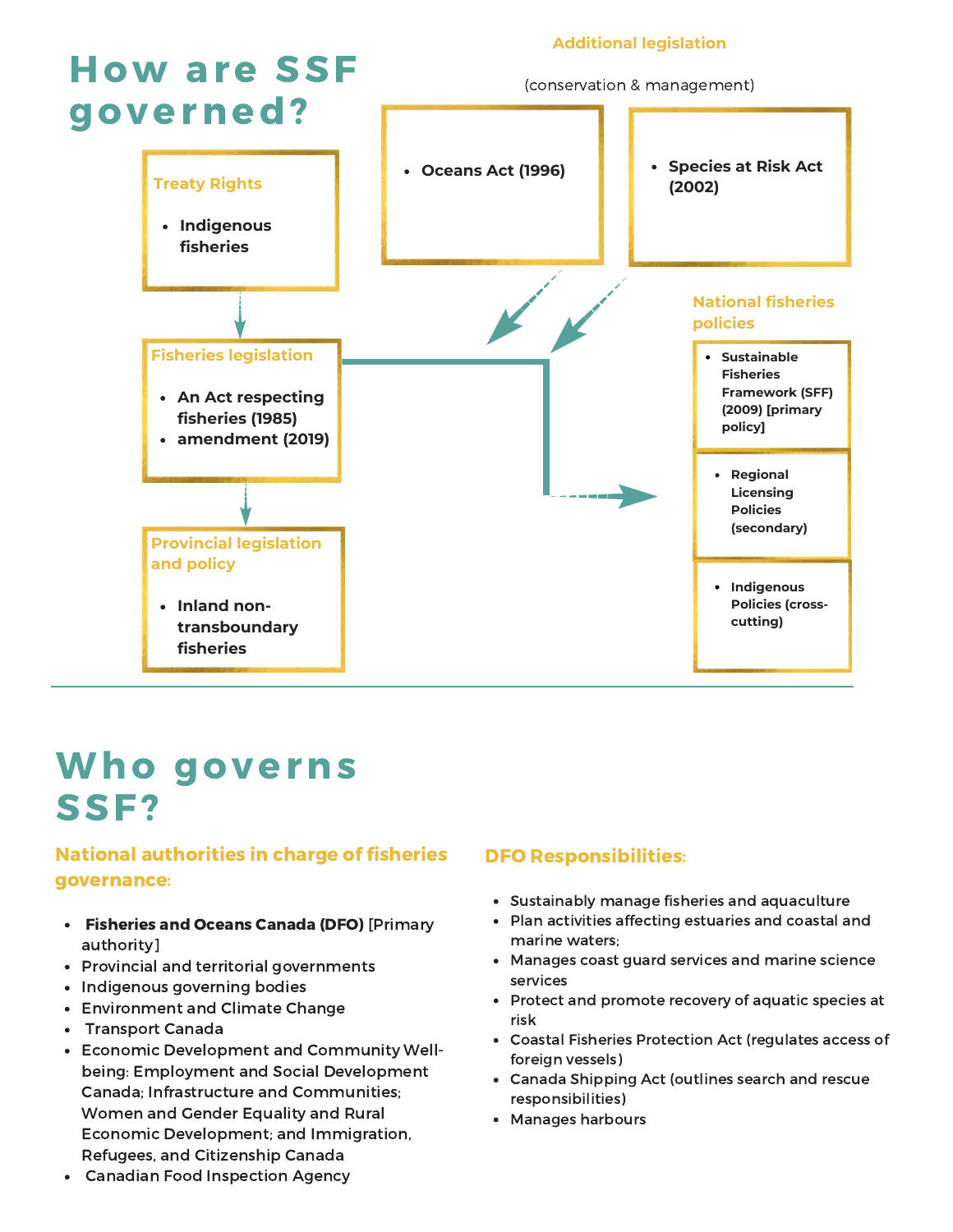# How are SSF governed?

**Treaty Rights**

- **Indigenous fisheries**

**Fisheries legislation**

- **An Act respecting fisheries (1985)**
- **amendment (2019)**

**Provincial legislation and policy**

- **Inland non-transboundary fisheries**

**Additional legislation**

(conservation & management)

- **Oceans Act (1996)**

- **Species at Risk Act (2002)**

**National fisheries policies**

- **Sustainable Fisheries Framework (SFF) (2009) [primary policy]**

- **Regional Licensing Policies (secondary)**

- **Indigenous Policies (cross-cutting)**

# Who governs SSF?

**National authorities in charge of fisheries governance:**

- **Fisheries and Oceans Canada (DFO)** [Primary authority]
- Provincial and territorial governments
- Indigenous governing bodies
- Environment and Climate Change
- Transport Canada
- Economic Development and Community Well-being: Employment and Social Development Canada; Infrastructure and Communities; Women and Gender Equality and Rural Economic Development; and Immigration, Refugees, and Citizenship Canada
- Canadian Food Inspection Agency

**DFO Responsibilities:**

- Sustainably manage fisheries and aquaculture
- Plan activities affecting estuaries and coastal and marine waters;
- Manages coast guard services and marine science services
- Protect and promote recovery of aquatic species at risk
- Coastal Fisheries Protection Act (regulates access of foreign vessels)
- Canada Shipping Act (outlines search and rescue responsibilities)
- Manages harbours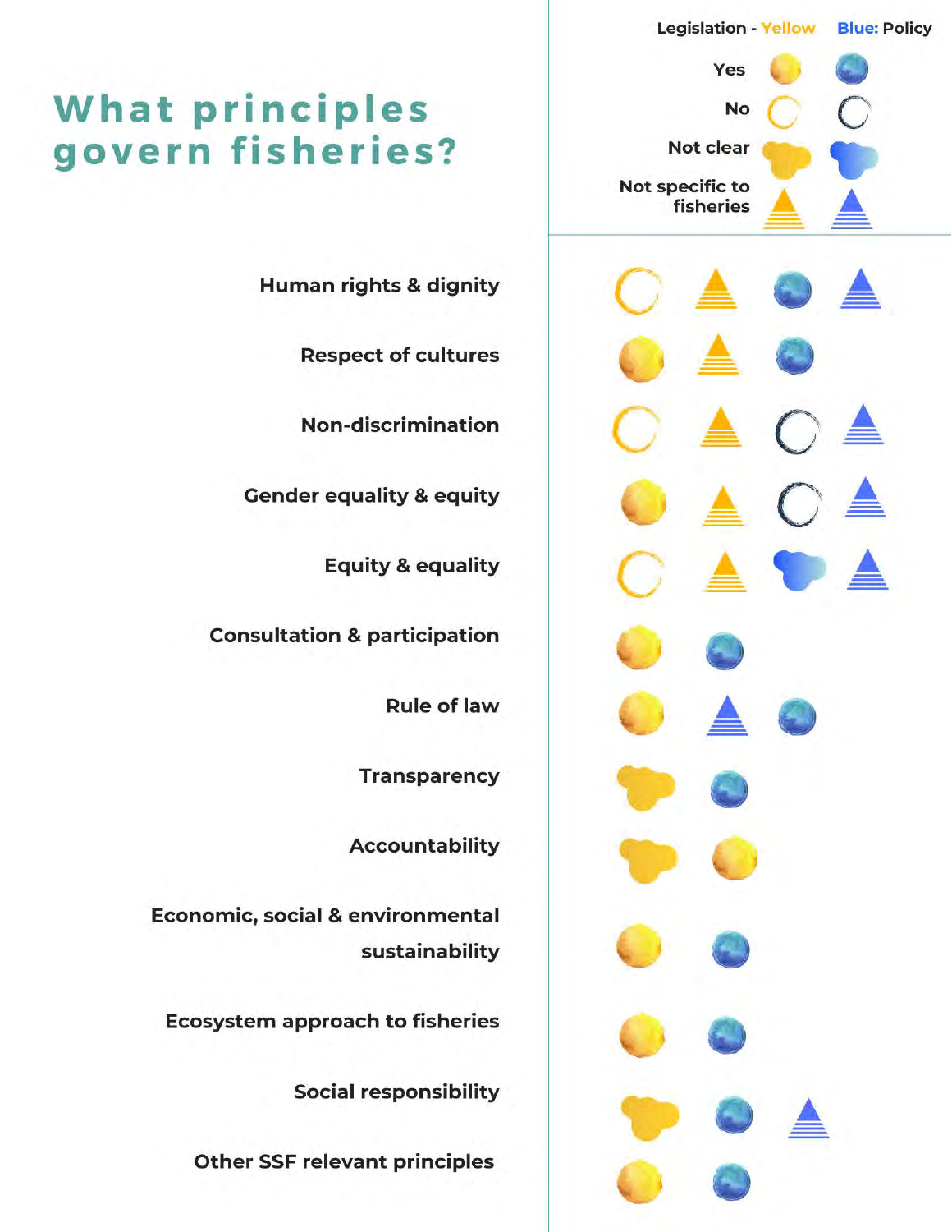# What principles govern fisheries?

**Legislation - Yellow** | **Blue: Policy**

Legend:
- Yes (filled circle)
- No (open circle)
- Not clear (blob shape)
- Not specific to fisheries (striped triangle)

| Principle | Legislation (Yellow) | Policy (Blue) |
|---|---|---|
| Human rights & dignity | No; Not specific to fisheries | Yes; Not specific to fisheries |
| Respect of cultures | Yes; Not specific to fisheries | Yes |
| Non-discrimination | No; Not specific to fisheries | No; Not specific to fisheries |
| Gender equality & equity | Yes; Not specific to fisheries | No; Not specific to fisheries |
| Equity & equality | No; Not specific to fisheries | Not clear; Not specific to fisheries |
| Consultation & participation | Yes | Yes |
| Rule of law | Yes | Not specific to fisheries; Yes |
| Transparency | Not clear | Yes |
| Accountability | Not clear; Yes | |
| Economic, social & environmental sustainability | Yes | Yes |
| Ecosystem approach to fisheries | Yes | Yes |
| Social responsibility | Not clear | Yes; Not specific to fisheries |
| Other SSF relevant principles | Yes | Yes |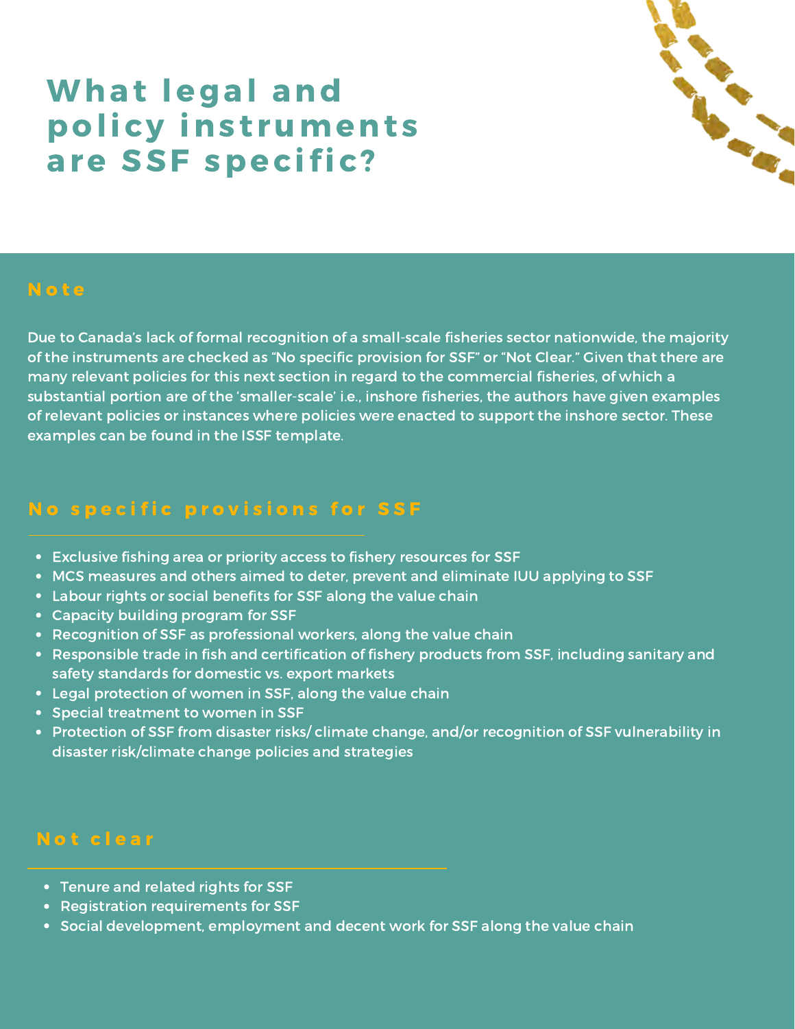# What legal and policy instruments are SSF specific?

## Note

Due to Canada's lack of formal recognition of a small-scale fisheries sector nationwide, the majority of the instruments are checked as "No specific provision for SSF" or "Not Clear." Given that there are many relevant policies for this next section in regard to the commercial fisheries, of which a substantial portion are of the 'smaller-scale' i.e., inshore fisheries, the authors have given examples of relevant policies or instances where policies were enacted to support the inshore sector. These examples can be found in the ISSF template.

## No specific provisions for SSF

- Exclusive fishing area or priority access to fishery resources for SSF
- MCS measures and others aimed to deter, prevent and eliminate IUU applying to SSF
- Labour rights or social benefits for SSF along the value chain
- Capacity building program for SSF
- Recognition of SSF as professional workers, along the value chain
- Responsible trade in fish and certification of fishery products from SSF, including sanitary and safety standards for domestic vs. export markets
- Legal protection of women in SSF, along the value chain
- Special treatment to women in SSF
- Protection of SSF from disaster risks/ climate change, and/or recognition of SSF vulnerability in disaster risk/climate change policies and strategies

## Not clear

- Tenure and related rights for SSF
- Registration requirements for SSF
- Social development, employment and decent work for SSF along the value chain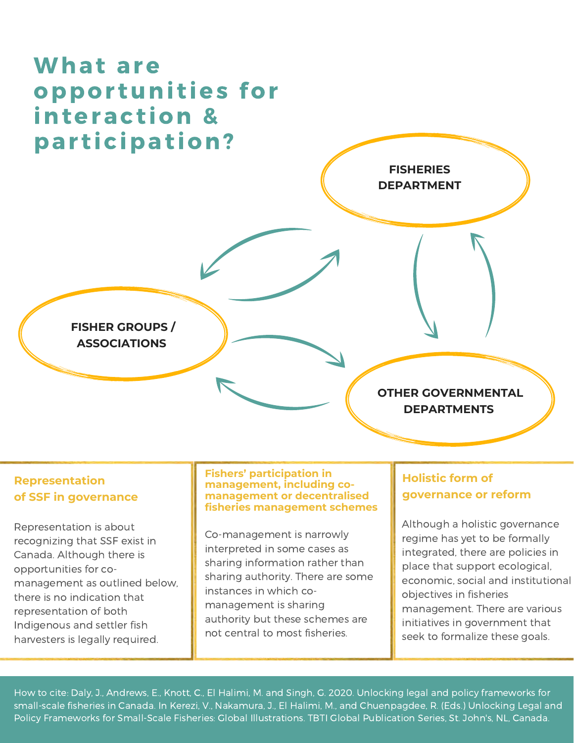# What are opportunities for interaction & participation?

FISHERIES DEPARTMENT

FISHER GROUPS / ASSOCIATIONS

OTHER GOVERNMENTAL DEPARTMENTS

### Representation of SSF in governance

Representation is about recognizing that SSF exist in Canada. Although there is opportunities for co-management as outlined below, there is no indication that representation of both Indigenous and settler fish harvesters is legally required.

### Fishers' participation in management, including co-management or decentralised fisheries management schemes

Co-management is narrowly interpreted in some cases as sharing information rather than sharing authority. There are some instances in which co-management is sharing authority but these schemes are not central to most fisheries.

### Holistic form of governance or reform

Although a holistic governance regime has yet to be formally integrated, there are policies in place that support ecological, economic, social and institutional objectives in fisheries management. There are various initiatives in government that seek to formalize these goals.

How to cite: Daly, J., Andrews, E., Knott, C., El Halimi, M. and Singh, G. 2020. Unlocking legal and policy frameworks for small-scale fisheries in Canada. In Kerezi, V., Nakamura, J., El Halimi, M., and Chuenpagdee, R. (Eds.) Unlocking Legal and Policy Frameworks for Small-Scale Fisheries: Global Illustrations. TBTI Global Publication Series, St. John's, NL, Canada.